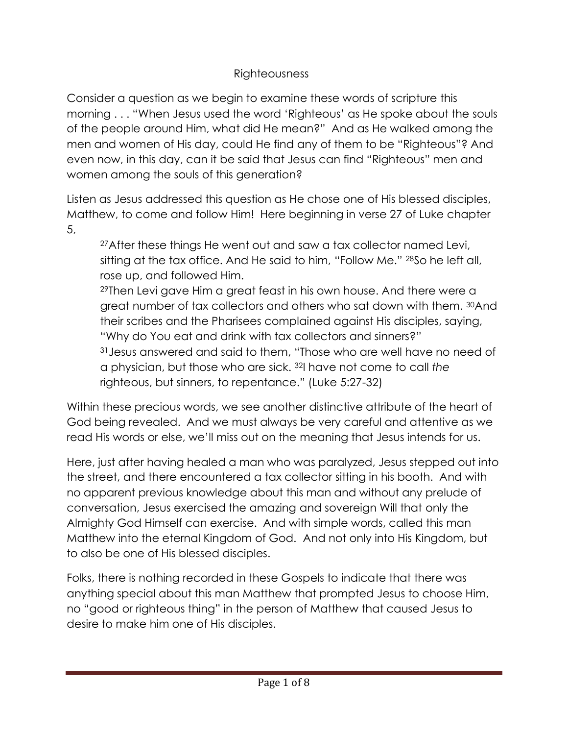# Righteousness

Consider a question as we begin to examine these words of scripture this morning . . . "When Jesus used the word 'Righteous' as He spoke about the souls of the people around Him, what did He mean?" And as He walked among the men and women of His day, could He find any of them to be "Righteous"? And even now, in this day, can it be said that Jesus can find "Righteous" men and women among the souls of this generation?

Listen as Jesus addressed this question as He chose one of His blessed disciples, Matthew, to come and follow Him! Here beginning in verse 27 of Luke chapter 5,

> [27]After these things He went out and saw a tax collector named Levi, sitting at the tax office. And He said to him, "Follow Me." [28]So he left all, rose up, and followed Him.
>
> [29]Then Levi gave Him a great feast in his own house. And there were a great number of tax collectors and others who sat down with them. [30]And their scribes and the Pharisees complained against His disciples, saying, "Why do You eat and drink with tax collectors and sinners?"
>
> [31]Jesus answered and said to them, "Those who are well have no need of a physician, but those who are sick. [32]I have not come to call *the* righteous, but sinners, to repentance." (Luke 5:27-32)

Within these precious words, we see another distinctive attribute of the heart of God being revealed. And we must always be very careful and attentive as we read His words or else, we'll miss out on the meaning that Jesus intends for us.

Here, just after having healed a man who was paralyzed, Jesus stepped out into the street, and there encountered a tax collector sitting in his booth. And with no apparent previous knowledge about this man and without any prelude of conversation, Jesus exercised the amazing and sovereign Will that only the Almighty God Himself can exercise. And with simple words, called this man Matthew into the eternal Kingdom of God. And not only into His Kingdom, but to also be one of His blessed disciples.

Folks, there is nothing recorded in these Gospels to indicate that there was anything special about this man Matthew that prompted Jesus to choose Him, no "good or righteous thing" in the person of Matthew that caused Jesus to desire to make him one of His disciples.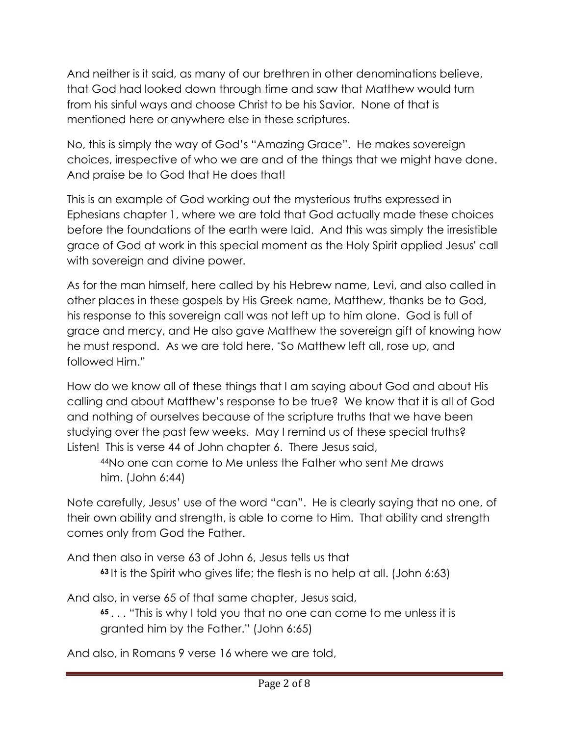And neither is it said, as many of our brethren in other denominations believe, that God had looked down through time and saw that Matthew would turn from his sinful ways and choose Christ to be his Savior. None of that is mentioned here or anywhere else in these scriptures.

No, this is simply the way of God's "Amazing Grace". He makes sovereign choices, irrespective of who we are and of the things that we might have done. And praise be to God that He does that!

This is an example of God working out the mysterious truths expressed in Ephesians chapter 1, where we are told that God actually made these choices before the foundations of the earth were laid. And this was simply the irresistible grace of God at work in this special moment as the Holy Spirit applied Jesus' call with sovereign and divine power.

As for the man himself, here called by his Hebrew name, Levi, and also called in other places in these gospels by His Greek name, Matthew, thanks be to God, his response to this sovereign call was not left up to him alone. God is full of grace and mercy, and He also gave Matthew the sovereign gift of knowing how he must respond. As we are told here, "So Matthew left all, rose up, and followed Him."

How do we know all of these things that I am saying about God and about His calling and about Matthew's response to be true? We know that it is all of God and nothing of ourselves because of the scripture truths that we have been studying over the past few weeks. May I remind us of these special truths? Listen! This is verse 44 of John chapter 6. There Jesus said,

> [44]No one can come to Me unless the Father who sent Me draws him. (John 6:44)

Note carefully, Jesus' use of the word "can". He is clearly saying that no one, of their own ability and strength, is able to come to Him. That ability and strength comes only from God the Father.

And then also in verse 63 of John 6, Jesus tells us that

> **63** It is the Spirit who gives life; the flesh is no help at all. (John 6:63)

And also, in verse 65 of that same chapter, Jesus said,

> **65** . . . "This is why I told you that no one can come to me unless it is granted him by the Father." (John 6:65)

And also, in Romans 9 verse 16 where we are told,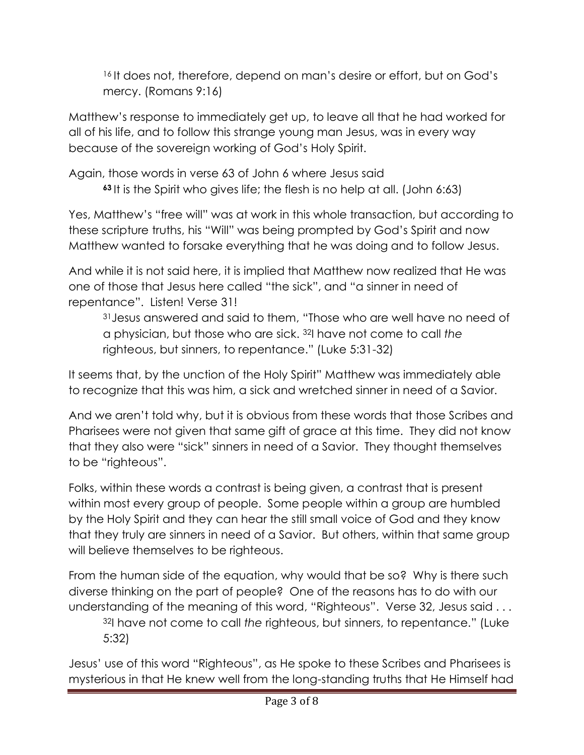> [16] It does not, therefore, depend on man's desire or effort, but on God's mercy. (Romans 9:16)

Matthew's response to immediately get up, to leave all that he had worked for all of his life, and to follow this strange young man Jesus, was in every way because of the sovereign working of God's Holy Spirit.

Again, those words in verse 63 of John 6 where Jesus said

> **63** It is the Spirit who gives life; the flesh is no help at all. (John 6:63)

Yes, Matthew's "free will" was at work in this whole transaction, but according to these scripture truths, his "Will" was being prompted by God's Spirit and now Matthew wanted to forsake everything that he was doing and to follow Jesus.

And while it is not said here, it is implied that Matthew now realized that He was one of those that Jesus here called "the sick", and "a sinner in need of repentance". Listen! Verse 31!

> [31] Jesus answered and said to them, "Those who are well have no need of a physician, but those who are sick. [32] I have not come to call *the* righteous, but sinners, to repentance." (Luke 5:31-32)

It seems that, by the unction of the Holy Spirit" Matthew was immediately able to recognize that this was him, a sick and wretched sinner in need of a Savior.

And we aren't told why, but it is obvious from these words that those Scribes and Pharisees were not given that same gift of grace at this time. They did not know that they also were "sick" sinners in need of a Savior. They thought themselves to be "righteous".

Folks, within these words a contrast is being given, a contrast that is present within most every group of people. Some people within a group are humbled by the Holy Spirit and they can hear the still small voice of God and they know that they truly are sinners in need of a Savior. But others, within that same group will believe themselves to be righteous.

From the human side of the equation, why would that be so? Why is there such diverse thinking on the part of people? One of the reasons has to do with our understanding of the meaning of this word, "Righteous". Verse 32, Jesus said . . .

> [32] I have not come to call *the* righteous, but sinners, to repentance." (Luke 5:32)

Jesus' use of this word "Righteous", as He spoke to these Scribes and Pharisees is mysterious in that He knew well from the long-standing truths that He Himself had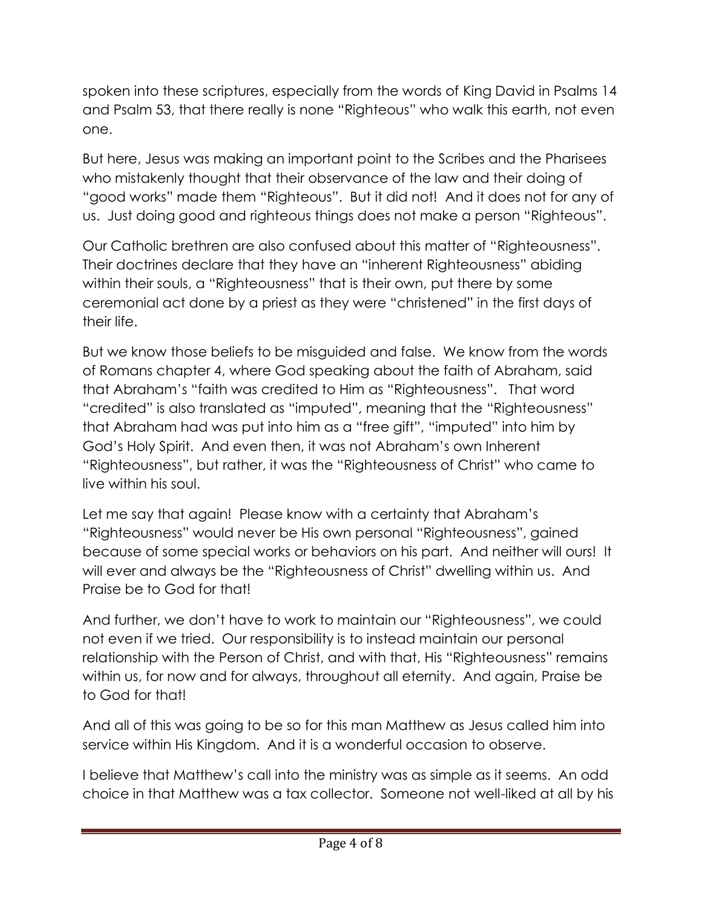spoken into these scriptures, especially from the words of King David in Psalms 14 and Psalm 53, that there really is none "Righteous" who walk this earth, not even one.

But here, Jesus was making an important point to the Scribes and the Pharisees who mistakenly thought that their observance of the law and their doing of "good works" made them "Righteous". But it did not! And it does not for any of us. Just doing good and righteous things does not make a person "Righteous".

Our Catholic brethren are also confused about this matter of "Righteousness". Their doctrines declare that they have an "inherent Righteousness" abiding within their souls, a "Righteousness" that is their own, put there by some ceremonial act done by a priest as they were "christened" in the first days of their life.

But we know those beliefs to be misguided and false. We know from the words of Romans chapter 4, where God speaking about the faith of Abraham, said that Abraham's "faith was credited to Him as "Righteousness". That word "credited" is also translated as "imputed", meaning that the "Righteousness" that Abraham had was put into him as a "free gift", "imputed" into him by God's Holy Spirit. And even then, it was not Abraham's own Inherent "Righteousness", but rather, it was the "Righteousness of Christ" who came to live within his soul.

Let me say that again! Please know with a certainty that Abraham's "Righteousness" would never be His own personal "Righteousness", gained because of some special works or behaviors on his part. And neither will ours! It will ever and always be the "Righteousness of Christ" dwelling within us. And Praise be to God for that!

And further, we don't have to work to maintain our "Righteousness", we could not even if we tried. Our responsibility is to instead maintain our personal relationship with the Person of Christ, and with that, His "Righteousness" remains within us, for now and for always, throughout all eternity. And again, Praise be to God for that!

And all of this was going to be so for this man Matthew as Jesus called him into service within His Kingdom. And it is a wonderful occasion to observe.

I believe that Matthew's call into the ministry was as simple as it seems. An odd choice in that Matthew was a tax collector. Someone not well-liked at all by his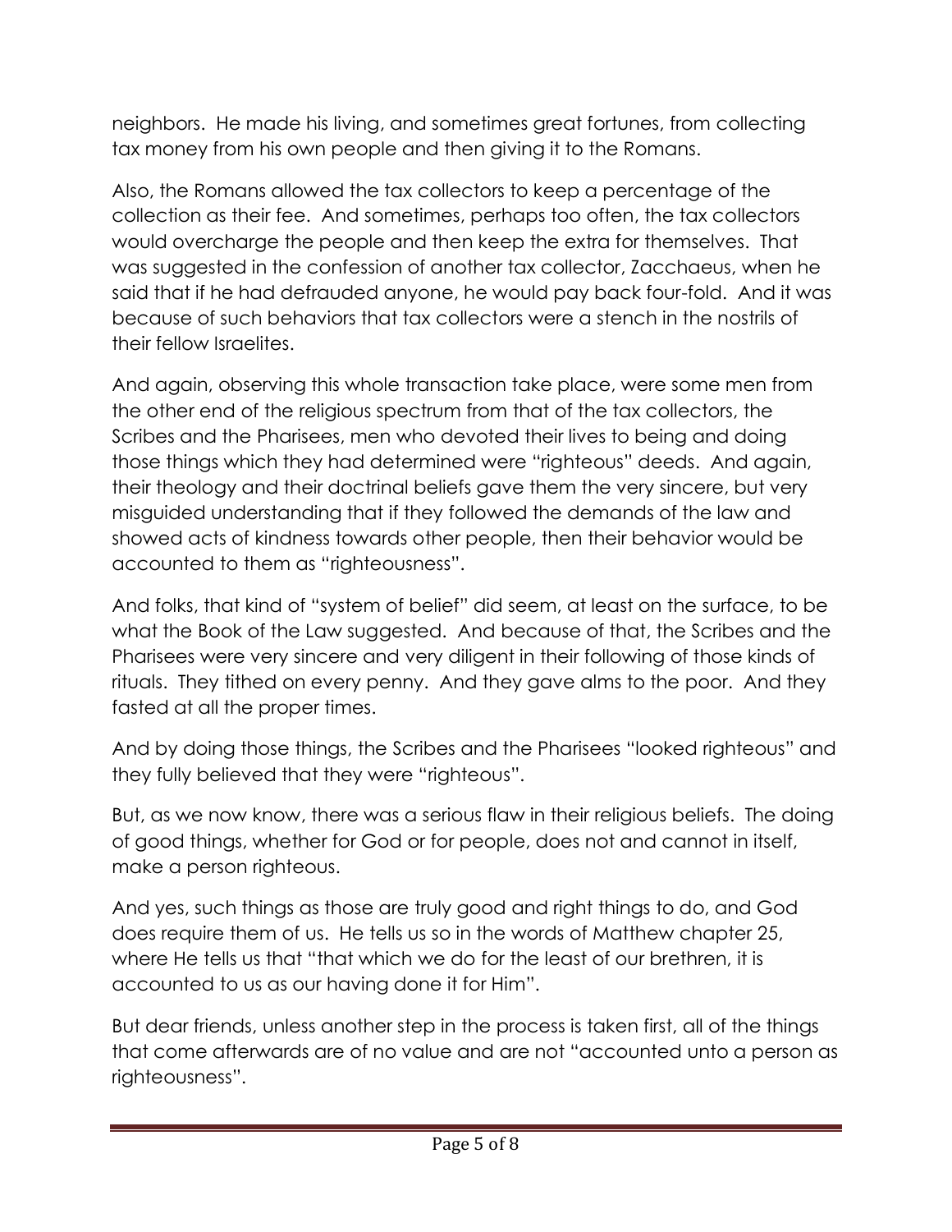neighbors. He made his living, and sometimes great fortunes, from collecting tax money from his own people and then giving it to the Romans.

Also, the Romans allowed the tax collectors to keep a percentage of the collection as their fee. And sometimes, perhaps too often, the tax collectors would overcharge the people and then keep the extra for themselves. That was suggested in the confession of another tax collector, Zacchaeus, when he said that if he had defrauded anyone, he would pay back four-fold. And it was because of such behaviors that tax collectors were a stench in the nostrils of their fellow Israelites.

And again, observing this whole transaction take place, were some men from the other end of the religious spectrum from that of the tax collectors, the Scribes and the Pharisees, men who devoted their lives to being and doing those things which they had determined were "righteous" deeds. And again, their theology and their doctrinal beliefs gave them the very sincere, but very misguided understanding that if they followed the demands of the law and showed acts of kindness towards other people, then their behavior would be accounted to them as "righteousness".

And folks, that kind of "system of belief" did seem, at least on the surface, to be what the Book of the Law suggested. And because of that, the Scribes and the Pharisees were very sincere and very diligent in their following of those kinds of rituals. They tithed on every penny. And they gave alms to the poor. And they fasted at all the proper times.

And by doing those things, the Scribes and the Pharisees "looked righteous" and they fully believed that they were "righteous".

But, as we now know, there was a serious flaw in their religious beliefs. The doing of good things, whether for God or for people, does not and cannot in itself, make a person righteous.

And yes, such things as those are truly good and right things to do, and God does require them of us. He tells us so in the words of Matthew chapter 25, where He tells us that "that which we do for the least of our brethren, it is accounted to us as our having done it for Him".

But dear friends, unless another step in the process is taken first, all of the things that come afterwards are of no value and are not "accounted unto a person as righteousness".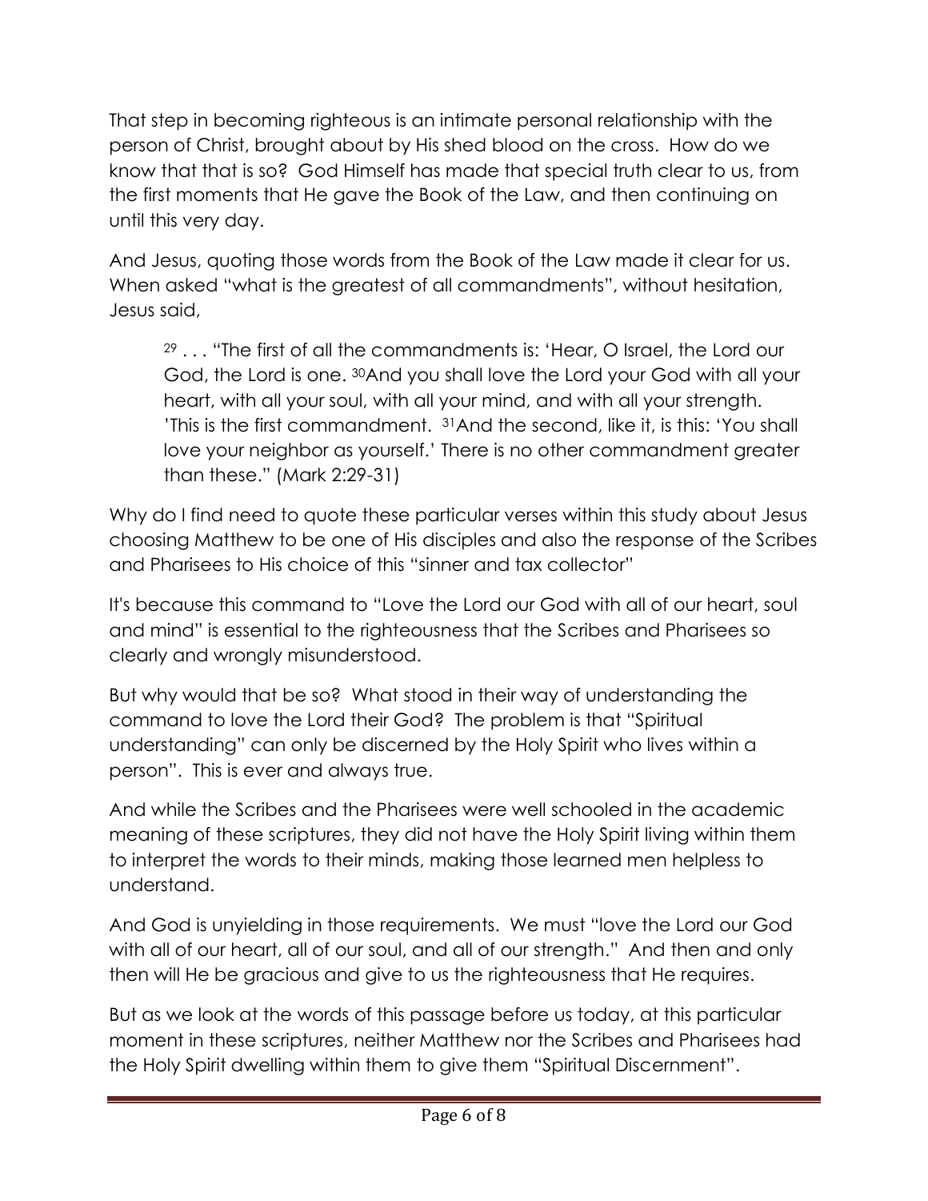That step in becoming righteous is an intimate personal relationship with the person of Christ, brought about by His shed blood on the cross. How do we know that that is so? God Himself has made that special truth clear to us, from the first moments that He gave the Book of the Law, and then continuing on until this very day.

And Jesus, quoting those words from the Book of the Law made it clear for us. When asked "what is the greatest of all commandments", without hesitation, Jesus said,

> [29] . . . "The first of all the commandments is: 'Hear, O Israel, the Lord our God, the Lord is one. [30]And you shall love the Lord your God with all your heart, with all your soul, with all your mind, and with all your strength. 'This is the first commandment. [31]And the second, like it, is this: 'You shall love your neighbor as yourself.' There is no other commandment greater than these." (Mark 2:29-31)

Why do I find need to quote these particular verses within this study about Jesus choosing Matthew to be one of His disciples and also the response of the Scribes and Pharisees to His choice of this "sinner and tax collector"

It's because this command to "Love the Lord our God with all of our heart, soul and mind" is essential to the righteousness that the Scribes and Pharisees so clearly and wrongly misunderstood.

But why would that be so? What stood in their way of understanding the command to love the Lord their God? The problem is that "Spiritual understanding" can only be discerned by the Holy Spirit who lives within a person". This is ever and always true.

And while the Scribes and the Pharisees were well schooled in the academic meaning of these scriptures, they did not have the Holy Spirit living within them to interpret the words to their minds, making those learned men helpless to understand.

And God is unyielding in those requirements. We must "love the Lord our God with all of our heart, all of our soul, and all of our strength." And then and only then will He be gracious and give to us the righteousness that He requires.

But as we look at the words of this passage before us today, at this particular moment in these scriptures, neither Matthew nor the Scribes and Pharisees had the Holy Spirit dwelling within them to give them "Spiritual Discernment".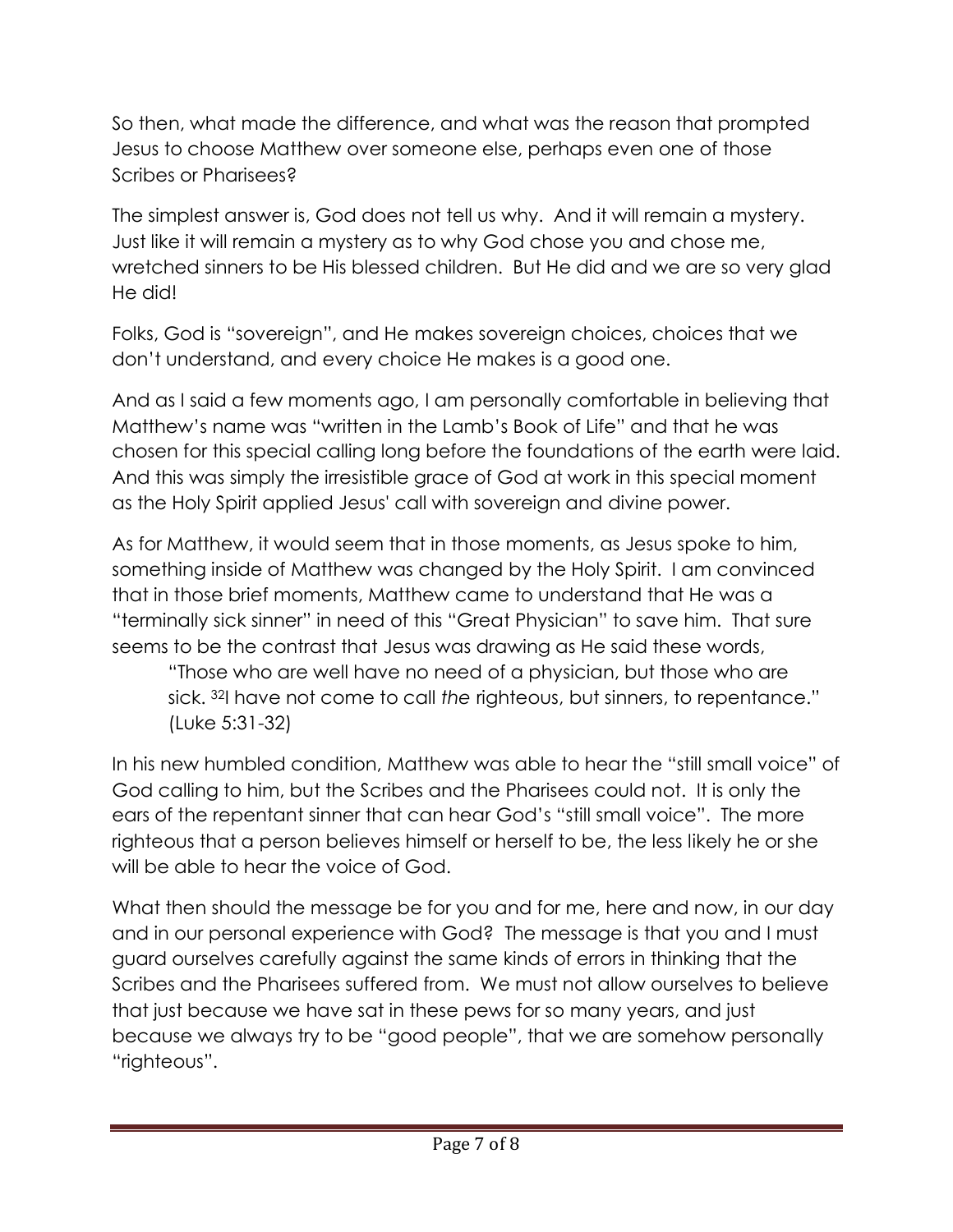So then, what made the difference, and what was the reason that prompted Jesus to choose Matthew over someone else, perhaps even one of those Scribes or Pharisees?

The simplest answer is, God does not tell us why. And it will remain a mystery. Just like it will remain a mystery as to why God chose you and chose me, wretched sinners to be His blessed children. But He did and we are so very glad He did!

Folks, God is "sovereign", and He makes sovereign choices, choices that we don't understand, and every choice He makes is a good one.

And as I said a few moments ago, I am personally comfortable in believing that Matthew's name was "written in the Lamb's Book of Life" and that he was chosen for this special calling long before the foundations of the earth were laid. And this was simply the irresistible grace of God at work in this special moment as the Holy Spirit applied Jesus' call with sovereign and divine power.

As for Matthew, it would seem that in those moments, as Jesus spoke to him, something inside of Matthew was changed by the Holy Spirit. I am convinced that in those brief moments, Matthew came to understand that He was a "terminally sick sinner" in need of this "Great Physician" to save him. That sure seems to be the contrast that Jesus was drawing as He said these words,

> "Those who are well have no need of a physician, but those who are sick. [32]I have not come to call *the* righteous, but sinners, to repentance." (Luke 5:31-32)

In his new humbled condition, Matthew was able to hear the "still small voice" of God calling to him, but the Scribes and the Pharisees could not. It is only the ears of the repentant sinner that can hear God's "still small voice". The more righteous that a person believes himself or herself to be, the less likely he or she will be able to hear the voice of God.

What then should the message be for you and for me, here and now, in our day and in our personal experience with God? The message is that you and I must guard ourselves carefully against the same kinds of errors in thinking that the Scribes and the Pharisees suffered from. We must not allow ourselves to believe that just because we have sat in these pews for so many years, and just because we always try to be "good people", that we are somehow personally "righteous".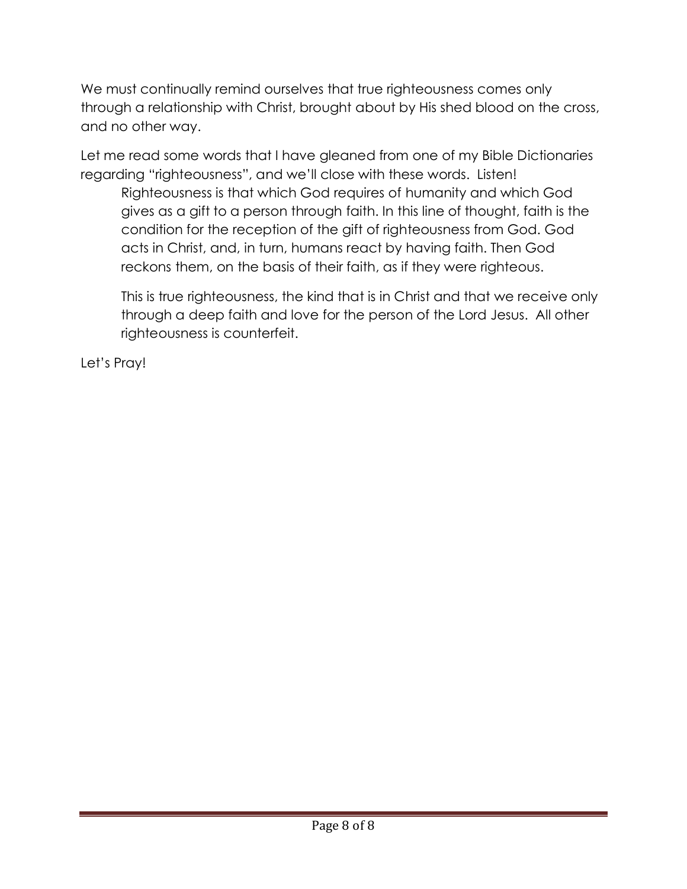We must continually remind ourselves that true righteousness comes only through a relationship with Christ, brought about by His shed blood on the cross, and no other way.

Let me read some words that I have gleaned from one of my Bible Dictionaries regarding "righteousness", and we'll close with these words. Listen!

> Righteousness is that which God requires of humanity and which God gives as a gift to a person through faith. In this line of thought, faith is the condition for the reception of the gift of righteousness from God. God acts in Christ, and, in turn, humans react by having faith. Then God reckons them, on the basis of their faith, as if they were righteous.
>
> This is true righteousness, the kind that is in Christ and that we receive only through a deep faith and love for the person of the Lord Jesus. All other righteousness is counterfeit.

Let's Pray!